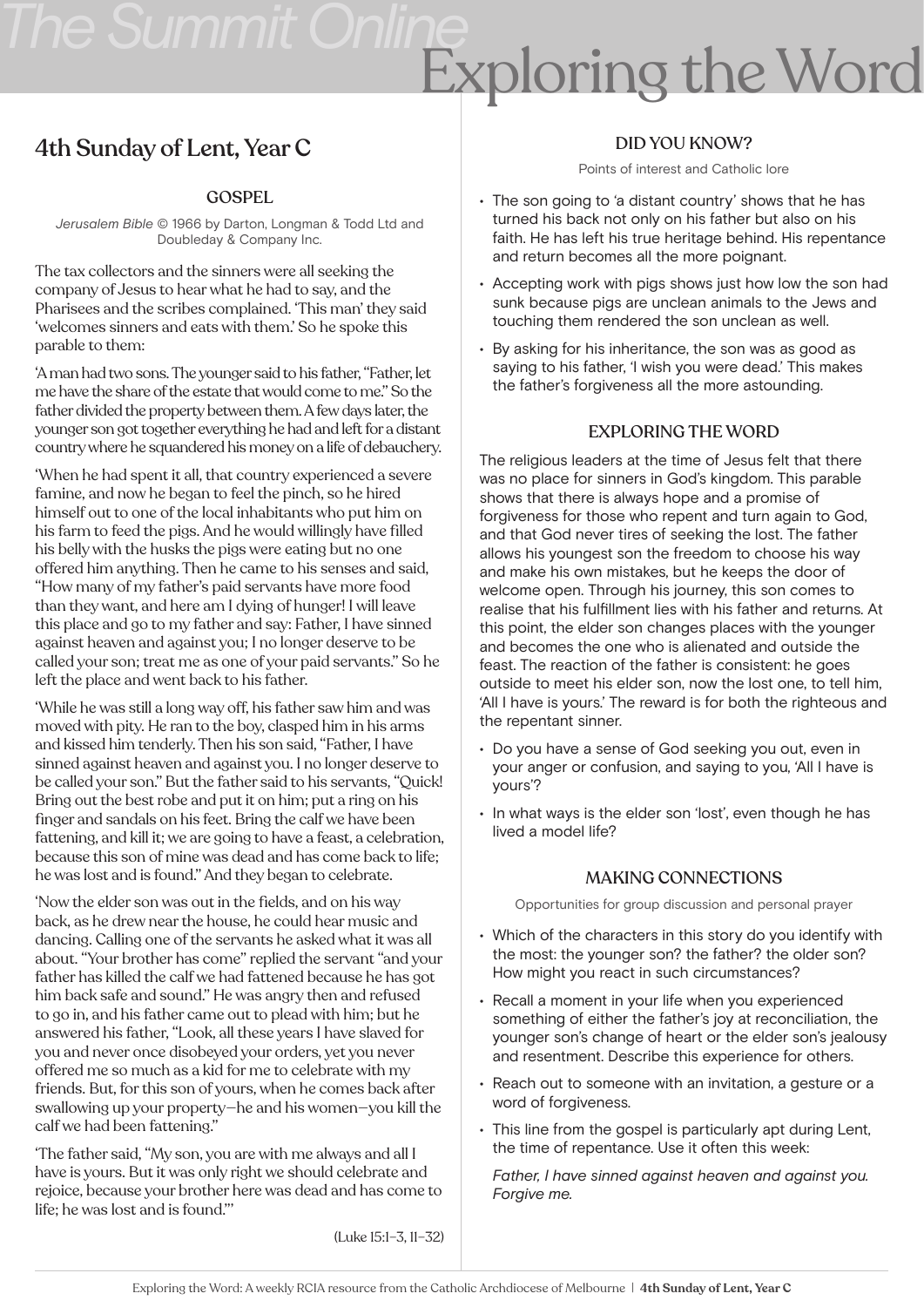# The Summit Online

# Exploring the Word

## 4th Sunday of Lent, Year C

### GOSPEL

*Jerusalem Bible* © 1966 by Darton, Longman & Todd Ltd and Doubleday & Company Inc.

The tax collectors and the sinners were all seeking the company of Jesus to hear what he had to say, and the Pharisees and the scribes complained. 'This man' they said 'welcomes sinners and eats with them.' So he spoke this parable to them:

'A man had two sons. The younger said to his father, "Father, let me have the share of the estate that would come to me." So the father divided the property between them. A few days later, the younger son got together everything he had and left for a distant country where he squandered his money on a life of debauchery.

'When he had spent it all, that country experienced a severe famine, and now he began to feel the pinch, so he hired himself out to one of the local inhabitants who put him on his farm to feed the pigs. And he would willingly have filled his belly with the husks the pigs were eating but no one offered him anything. Then he came to his senses and said, "How many of my father's paid servants have more food than they want, and here am I dying of hunger! I will leave this place and go to my father and say: Father, I have sinned against heaven and against you; I no longer deserve to be called your son; treat me as one of your paid servants." So he left the place and went back to his father.

'While he was still a long way off, his father saw him and was moved with pity. He ran to the boy, clasped him in his arms and kissed him tenderly. Then his son said, "Father, I have sinned against heaven and against you. I no longer deserve to be called your son." But the father said to his servants, "Quick! Bring out the best robe and put it on him; put a ring on his finger and sandals on his feet. Bring the calf we have been fattening, and kill it; we are going to have a feast, a celebration, because this son of mine was dead and has come back to life; he was lost and is found." And they began to celebrate.

'Now the elder son was out in the fields, and on his way back, as he drew near the house, he could hear music and dancing. Calling one of the servants he asked what it was all about. "Your brother has come" replied the servant "and your father has killed the calf we had fattened because he has got him back safe and sound." He was angry then and refused to go in, and his father came out to plead with him; but he answered his father, "Look, all these years I have slaved for you and never once disobeyed your orders, yet you never offered me so much as a kid for me to celebrate with my friends. But, for this son of yours, when he comes back after swallowing up your property—he and his women—you kill the calf we had been fattening."

'The father said, "My son, you are with me always and all I have is yours. But it was only right we should celebrate and rejoice, because your brother here was dead and has come to life; he was lost and is found."'

(Luke 15:1–3, 11–32)

### DID YOU KNOW?

Points of interest and Catholic lore

- The son going to 'a distant country' shows that he has turned his back not only on his father but also on his faith. He has left his true heritage behind. His repentance and return becomes all the more poignant.
- Accepting work with pigs shows just how low the son had sunk because pigs are unclean animals to the Jews and touching them rendered the son unclean as well.
- By asking for his inheritance, the son was as good as saying to his father, 'I wish you were dead.' This makes the father's forgiveness all the more astounding.

### EXPLORING THE WORD

The religious leaders at the time of Jesus felt that there was no place for sinners in God's kingdom. This parable shows that there is always hope and a promise of forgiveness for those who repent and turn again to God, and that God never tires of seeking the lost. The father allows his youngest son the freedom to choose his way and make his own mistakes, but he keeps the door of welcome open. Through his journey, this son comes to realise that his fulfillment lies with his father and returns. At this point, the elder son changes places with the younger and becomes the one who is alienated and outside the feast. The reaction of the father is consistent: he goes outside to meet his elder son, now the lost one, to tell him, 'All I have is yours.' The reward is for both the righteous and the repentant sinner.

- Do you have a sense of God seeking you out, even in your anger or confusion, and saying to you, 'All I have is yours'?
- In what ways is the elder son 'lost', even though he has lived a model life?

### MAKING CONNECTIONS

Opportunities for group discussion and personal prayer

- Which of the characters in this story do you identify with the most: the younger son? the father? the older son? How might you react in such circumstances?
- Recall a moment in your life when you experienced something of either the father's joy at reconciliation, the younger son's change of heart or the elder son's jealousy and resentment. Describe this experience for others.
- Reach out to someone with an invitation, a gesture or a word of forgiveness.
- This line from the gospel is particularly apt during Lent, the time of repentance. Use it often this week:

  *Father, I have sinned against heaven and against you. Forgive me.*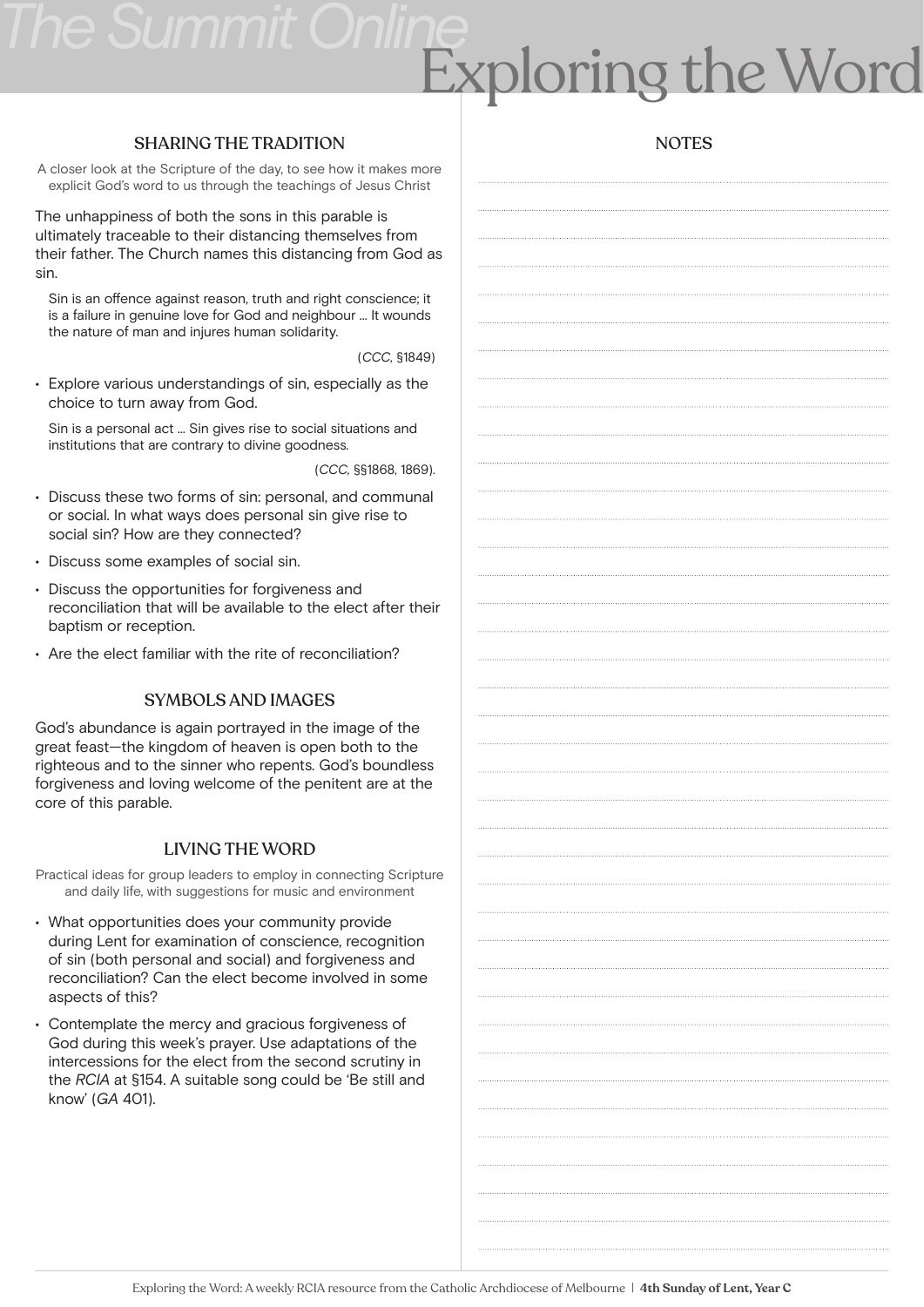## SHARING THE TRADITION

A closer look at the Scripture of the day, to see how it makes more explicit God's word to us through the teachings of Jesus Christ

The unhappiness of both the sons in this parable is ultimately traceable to their distancing themselves from their father. The Church names this distancing from God as sin.

> Sin is an offence against reason, truth and right conscience; it is a failure in genuine love for God and neighbour … It wounds the nature of man and injures human solidarity.
>
> (*CCC*, §1849)

- Explore various understandings of sin, especially as the choice to turn away from God.

> Sin is a personal act … Sin gives rise to social situations and institutions that are contrary to divine goodness.
>
> (*CCC*, §§1868, 1869).

- Discuss these two forms of sin: personal, and communal or social. In what ways does personal sin give rise to social sin? How are they connected?
- Discuss some examples of social sin.
- Discuss the opportunities for forgiveness and reconciliation that will be available to the elect after their baptism or reception.
- Are the elect familiar with the rite of reconciliation?

## SYMBOLS AND IMAGES

God's abundance is again portrayed in the image of the great feast—the kingdom of heaven is open both to the righteous and to the sinner who repents. God's boundless forgiveness and loving welcome of the penitent are at the core of this parable.

## LIVING THE WORD

Practical ideas for group leaders to employ in connecting Scripture and daily life, with suggestions for music and environment

- What opportunities does your community provide during Lent for examination of conscience, recognition of sin (both personal and social) and forgiveness and reconciliation? Can the elect become involved in some aspects of this?
- Contemplate the mercy and gracious forgiveness of God during this week's prayer. Use adaptations of the intercessions for the elect from the second scrutiny in the *RCIA* at §154. A suitable song could be 'Be still and know' (*GA* 401).

## NOTES